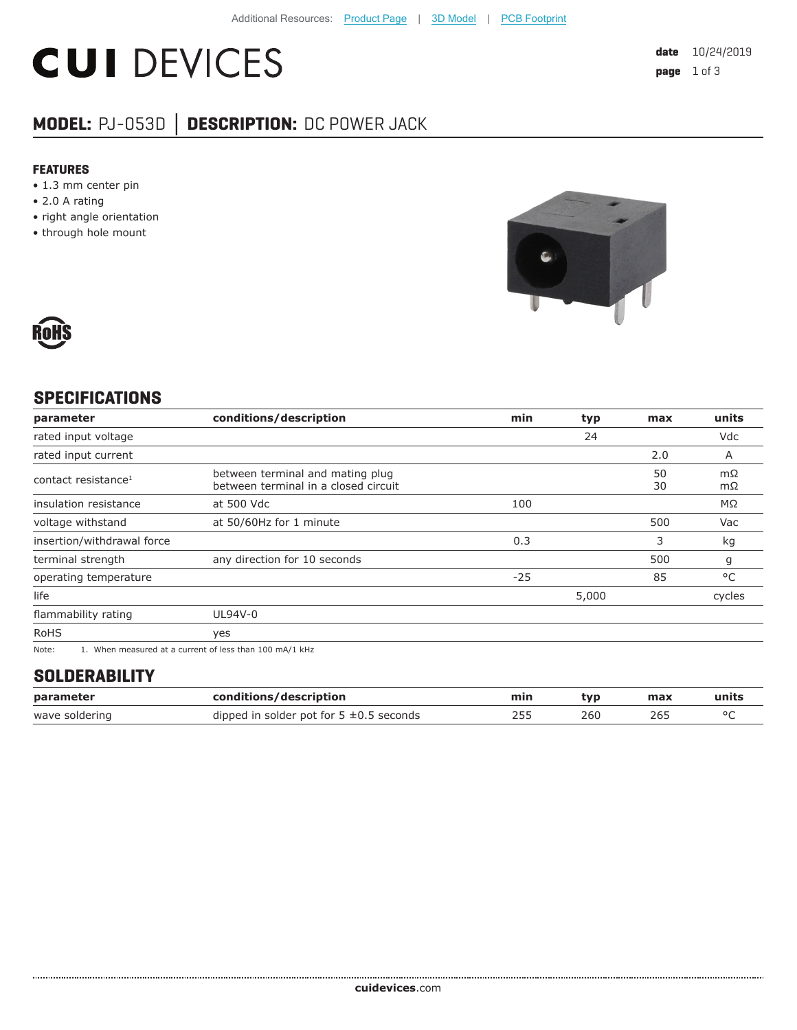Additional Resources: Product Page | 3D Model | PCB Footprint

# CUI DEVICES

date 10/24/2019

## MODEL: PJ-053D │ DESCRIPTION: DC POWER JACK

### FEATURES

- 1.3 mm center pin
- 2.0 A rating
- right angle orientation
- through hole mount

RoHS

## SPECIFICATIONS

| parameter | conditions/description | min | typ | max | units |
|---|---|---|---|---|---|
| rated input voltage | | | 24 | | Vdc |
| rated input current | | | | 2.0 | A |
| contact resistance[1] | between terminal and mating plug<br>between terminal in a closed circuit | | | 50<br>30 | mΩ<br>mΩ |
| insulation resistance | at 500 Vdc | 100 | | | MΩ |
| voltage withstand | at 50/60Hz for 1 minute | | | 500 | Vac |
| insertion/withdrawal force | | 0.3 | | 3 | kg |
| terminal strength | any direction for 10 seconds | | | 500 | g |
| operating temperature | | -25 | | 85 | °C |
| life | | | 5,000 | | cycles |
| flammability rating | UL94V-0 | | | | |
| RoHS | yes | | | | |

Note: 1. When measured at a current of less than 100 mA/1 kHz

## SOLDERABILITY

| parameter | conditions/description | min | typ | max | units |
|---|---|---|---|---|---|
| wave soldering | dipped in solder pot for 5 ±0.5 seconds | 255 | 260 | 265 | °C |

cuidevices.com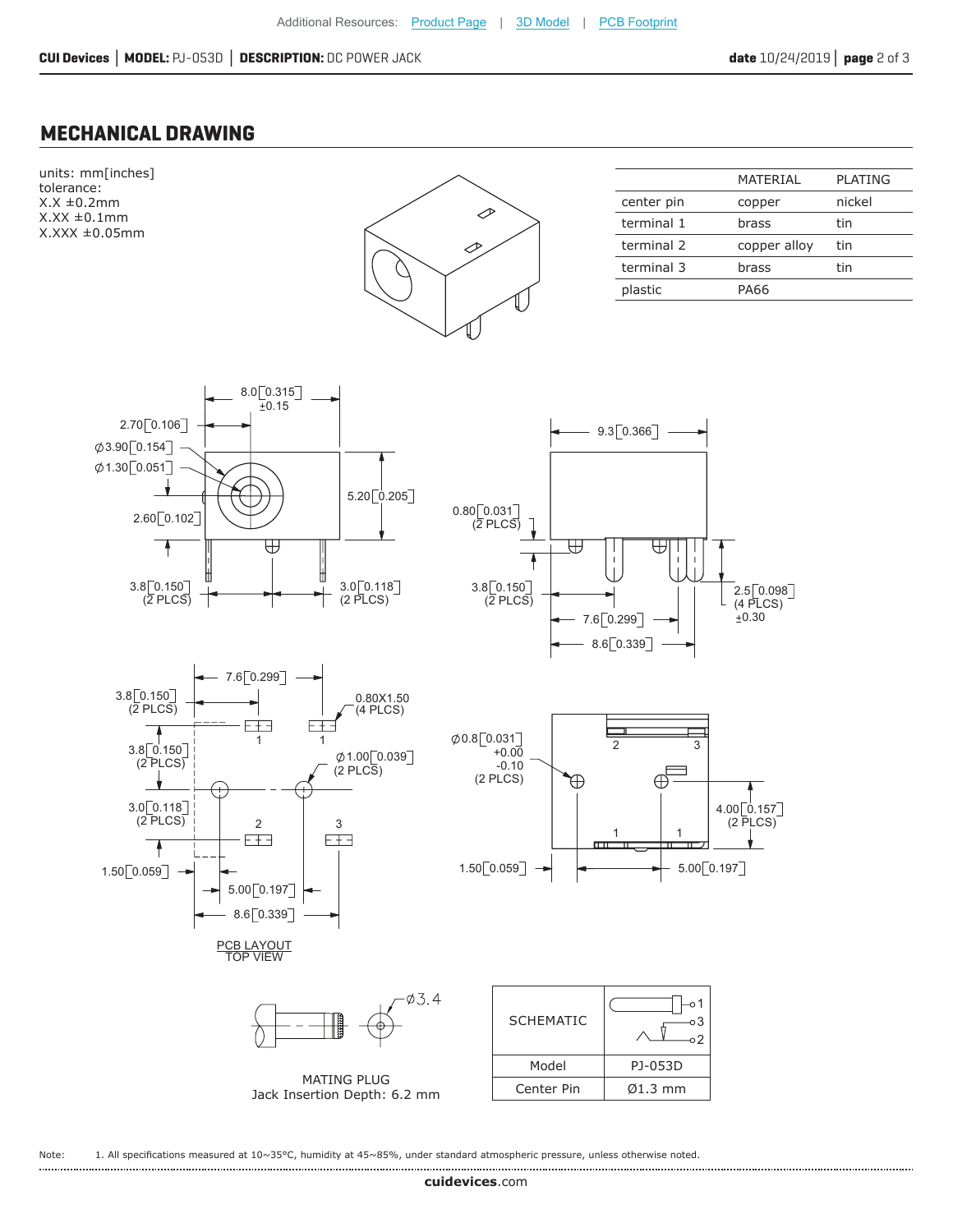Additional Resources: Product Page | 3D Model | PCB Footprint

## MECHANICAL DRAWING

units: mm[inches]
tolerance:
X.X ±0.2mm
X.XX ±0.1mm
X.XXX ±0.05mm

| | MATERIAL | PLATING |
|---|---|---|
| center pin | copper | nickel |
| terminal 1 | brass | tin |
| terminal 2 | copper alloy | tin |
| terminal 3 | brass | tin |
| plastic | PA66 | |

8.0[0.315] ±0.15
2.70[0.106]
Ø3.90[0.154]
Ø1.30[0.051]
5.20[0.205]
2.60[0.102]
3.8[0.150] (2 PLCS)
3.0[0.118] (2 PLCS)

9.3[0.366]
0.80[0.031] (2 PLCS)
3.8[0.150] (2 PLCS)
7.6[0.299]
8.6[0.339]
2.5[0.098] (4 PLCS) ±0.30

7.6[0.299]
3.8[0.150] (2 PLCS)
0.80X1.50 (4 PLCS)
3.8[0.150] (2 PLCS)
Ø1.00[0.039] (2 PLCS)
3.0[0.118] (2 PLCS)
1.50[0.059]
5.00[0.197]
8.6[0.339]

PCB LAYOUT
TOP VIEW

Ø0.8[0.031] +0.00 -0.10 (2 PLCS)
4.00[0.157] (2 PLCS)
1.50[0.059]
5.00[0.197]

Ø3.4

MATING PLUG
Jack Insertion Depth: 6.2 mm

| SCHEMATIC | |
|---|---|
| Model | PJ-053D |
| Center Pin | Ø1.3 mm |

Note: 1. All specifications measured at 10~35°C, humidity at 45~85%, under standard atmospheric pressure, unless otherwise noted.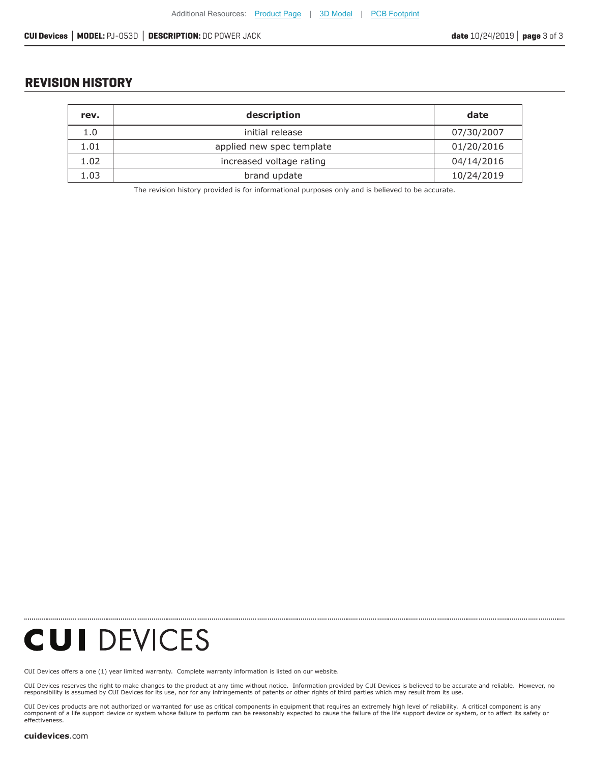## REVISION HISTORY

| rev. | description | date |
|---|---|---|
| 1.0 | initial release | 07/30/2007 |
| 1.01 | applied new spec template | 01/20/2016 |
| 1.02 | increased voltage rating | 04/14/2016 |
| 1.03 | brand update | 10/24/2019 |

The revision history provided is for informational purposes only and is believed to be accurate.

**CUI** DEVICES

CUI Devices offers a one (1) year limited warranty. Complete warranty information is listed on our website.

CUI Devices reserves the right to make changes to the product at any time without notice. Information provided by CUI Devices is believed to be accurate and reliable. However, no responsibility is assumed by CUI Devices for its use, nor for any infringements of patents or other rights of third parties which may result from its use.

CUI Devices products are not authorized or warranted for use as critical components in equipment that requires an extremely high level of reliability. A critical component is any component of a life support device or system whose failure to perform can be reasonably expected to cause the failure of the life support device or system, or to affect its safety or effectiveness.

**cuidevices**.com